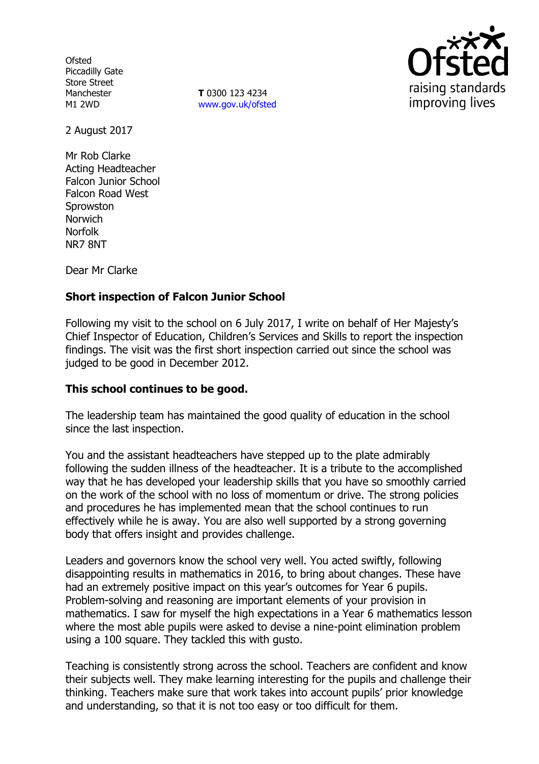Ofsted
Piccadilly Gate
Store Street
Manchester
M1 2WD

**T** 0300 123 4234
www.gov.uk/ofsted

2 August 2017

Mr Rob Clarke
Acting Headteacher
Falcon Junior School
Falcon Road West
Sprowston
Norwich
Norfolk
NR7 8NT

Dear Mr Clarke

**Short inspection of Falcon Junior School**

Following my visit to the school on 6 July 2017, I write on behalf of Her Majesty's Chief Inspector of Education, Children's Services and Skills to report the inspection findings. The visit was the first short inspection carried out since the school was judged to be good in December 2012.

**This school continues to be good.**

The leadership team has maintained the good quality of education in the school since the last inspection.

You and the assistant headteachers have stepped up to the plate admirably following the sudden illness of the headteacher. It is a tribute to the accomplished way that he has developed your leadership skills that you have so smoothly carried on the work of the school with no loss of momentum or drive. The strong policies and procedures he has implemented mean that the school continues to run effectively while he is away. You are also well supported by a strong governing body that offers insight and provides challenge.

Leaders and governors know the school very well. You acted swiftly, following disappointing results in mathematics in 2016, to bring about changes. These have had an extremely positive impact on this year's outcomes for Year 6 pupils. Problem-solving and reasoning are important elements of your provision in mathematics. I saw for myself the high expectations in a Year 6 mathematics lesson where the most able pupils were asked to devise a nine-point elimination problem using a 100 square. They tackled this with gusto.

Teaching is consistently strong across the school. Teachers are confident and know their subjects well. They make learning interesting for the pupils and challenge their thinking. Teachers make sure that work takes into account pupils' prior knowledge and understanding, so that it is not too easy or too difficult for them.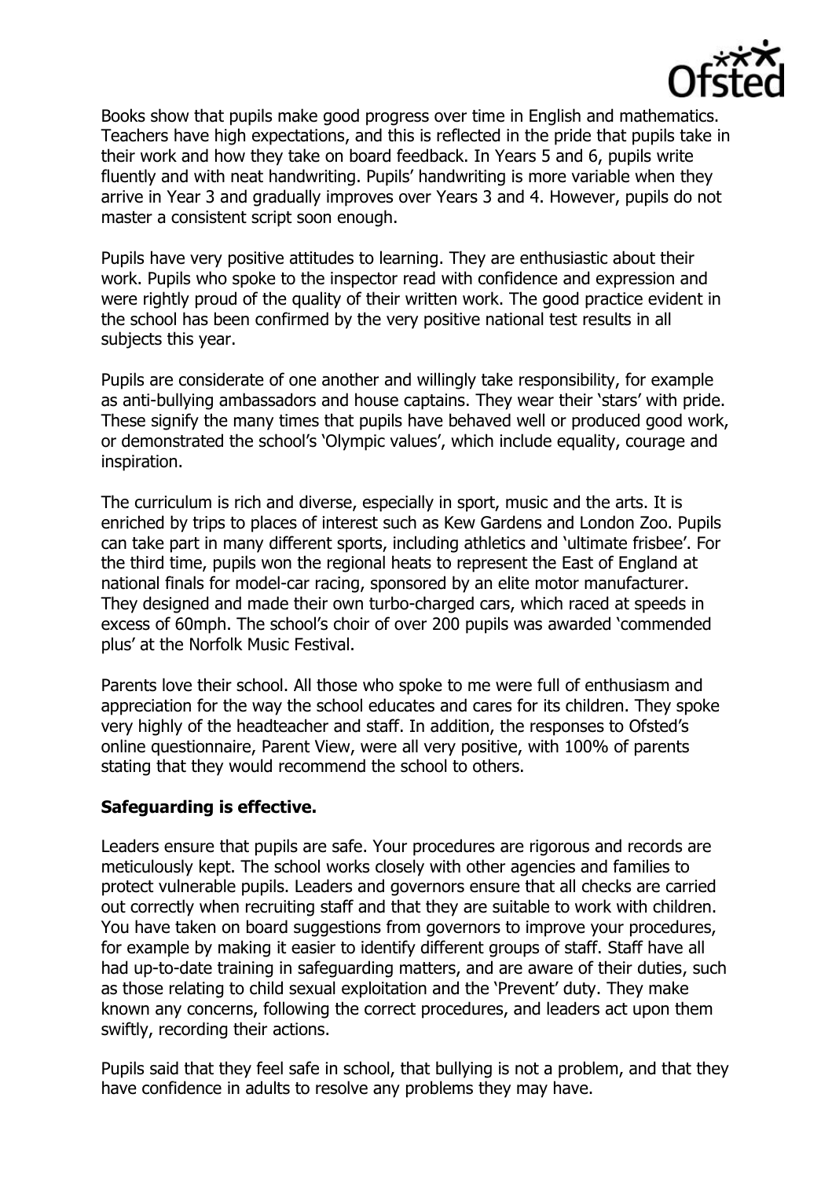Books show that pupils make good progress over time in English and mathematics. Teachers have high expectations, and this is reflected in the pride that pupils take in their work and how they take on board feedback. In Years 5 and 6, pupils write fluently and with neat handwriting. Pupils' handwriting is more variable when they arrive in Year 3 and gradually improves over Years 3 and 4. However, pupils do not master a consistent script soon enough.

Pupils have very positive attitudes to learning. They are enthusiastic about their work. Pupils who spoke to the inspector read with confidence and expression and were rightly proud of the quality of their written work. The good practice evident in the school has been confirmed by the very positive national test results in all subjects this year.

Pupils are considerate of one another and willingly take responsibility, for example as anti-bullying ambassadors and house captains. They wear their 'stars' with pride. These signify the many times that pupils have behaved well or produced good work, or demonstrated the school's 'Olympic values', which include equality, courage and inspiration.

The curriculum is rich and diverse, especially in sport, music and the arts. It is enriched by trips to places of interest such as Kew Gardens and London Zoo. Pupils can take part in many different sports, including athletics and 'ultimate frisbee'. For the third time, pupils won the regional heats to represent the East of England at national finals for model-car racing, sponsored by an elite motor manufacturer. They designed and made their own turbo-charged cars, which raced at speeds in excess of 60mph. The school's choir of over 200 pupils was awarded 'commended plus' at the Norfolk Music Festival.

Parents love their school. All those who spoke to me were full of enthusiasm and appreciation for the way the school educates and cares for its children. They spoke very highly of the headteacher and staff. In addition, the responses to Ofsted's online questionnaire, Parent View, were all very positive, with 100% of parents stating that they would recommend the school to others.

**Safeguarding is effective.**

Leaders ensure that pupils are safe. Your procedures are rigorous and records are meticulously kept. The school works closely with other agencies and families to protect vulnerable pupils. Leaders and governors ensure that all checks are carried out correctly when recruiting staff and that they are suitable to work with children. You have taken on board suggestions from governors to improve your procedures, for example by making it easier to identify different groups of staff. Staff have all had up-to-date training in safeguarding matters, and are aware of their duties, such as those relating to child sexual exploitation and the 'Prevent' duty. They make known any concerns, following the correct procedures, and leaders act upon them swiftly, recording their actions.

Pupils said that they feel safe in school, that bullying is not a problem, and that they have confidence in adults to resolve any problems they may have.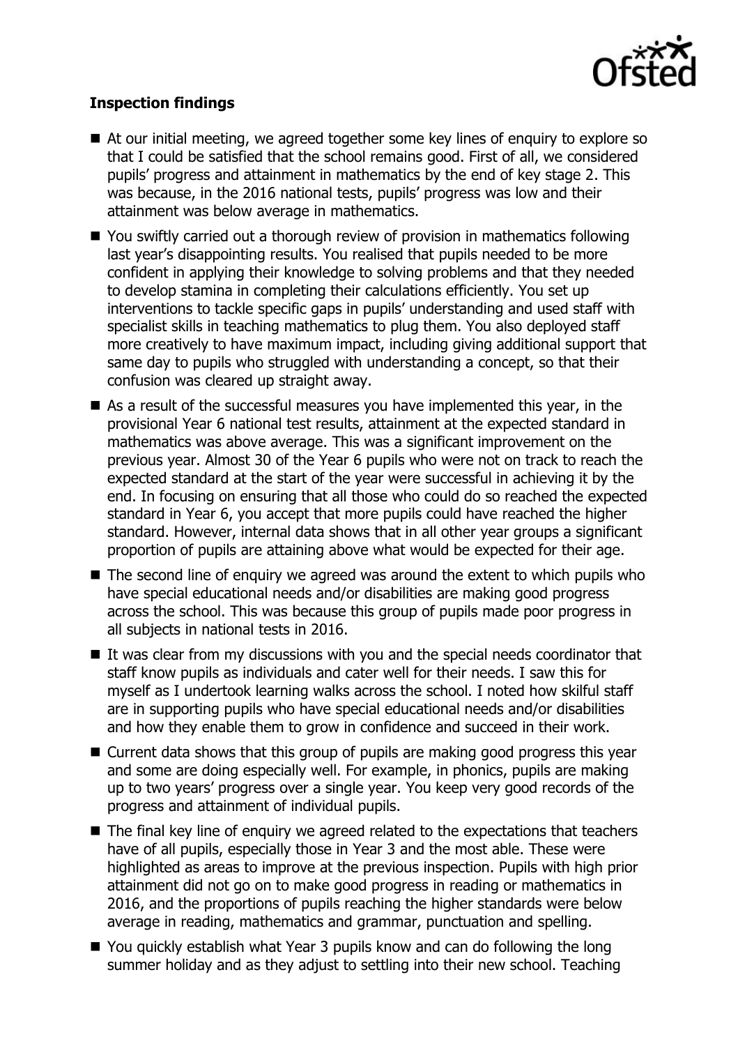**Inspection findings**

- At our initial meeting, we agreed together some key lines of enquiry to explore so that I could be satisfied that the school remains good. First of all, we considered pupils' progress and attainment in mathematics by the end of key stage 2. This was because, in the 2016 national tests, pupils' progress was low and their attainment was below average in mathematics.
- You swiftly carried out a thorough review of provision in mathematics following last year's disappointing results. You realised that pupils needed to be more confident in applying their knowledge to solving problems and that they needed to develop stamina in completing their calculations efficiently. You set up interventions to tackle specific gaps in pupils' understanding and used staff with specialist skills in teaching mathematics to plug them. You also deployed staff more creatively to have maximum impact, including giving additional support that same day to pupils who struggled with understanding a concept, so that their confusion was cleared up straight away.
- As a result of the successful measures you have implemented this year, in the provisional Year 6 national test results, attainment at the expected standard in mathematics was above average. This was a significant improvement on the previous year. Almost 30 of the Year 6 pupils who were not on track to reach the expected standard at the start of the year were successful in achieving it by the end. In focusing on ensuring that all those who could do so reached the expected standard in Year 6, you accept that more pupils could have reached the higher standard. However, internal data shows that in all other year groups a significant proportion of pupils are attaining above what would be expected for their age.
- The second line of enquiry we agreed was around the extent to which pupils who have special educational needs and/or disabilities are making good progress across the school. This was because this group of pupils made poor progress in all subjects in national tests in 2016.
- It was clear from my discussions with you and the special needs coordinator that staff know pupils as individuals and cater well for their needs. I saw this for myself as I undertook learning walks across the school. I noted how skilful staff are in supporting pupils who have special educational needs and/or disabilities and how they enable them to grow in confidence and succeed in their work.
- Current data shows that this group of pupils are making good progress this year and some are doing especially well. For example, in phonics, pupils are making up to two years' progress over a single year. You keep very good records of the progress and attainment of individual pupils.
- The final key line of enquiry we agreed related to the expectations that teachers have of all pupils, especially those in Year 3 and the most able. These were highlighted as areas to improve at the previous inspection. Pupils with high prior attainment did not go on to make good progress in reading or mathematics in 2016, and the proportions of pupils reaching the higher standards were below average in reading, mathematics and grammar, punctuation and spelling.
- You quickly establish what Year 3 pupils know and can do following the long summer holiday and as they adjust to settling into their new school. Teaching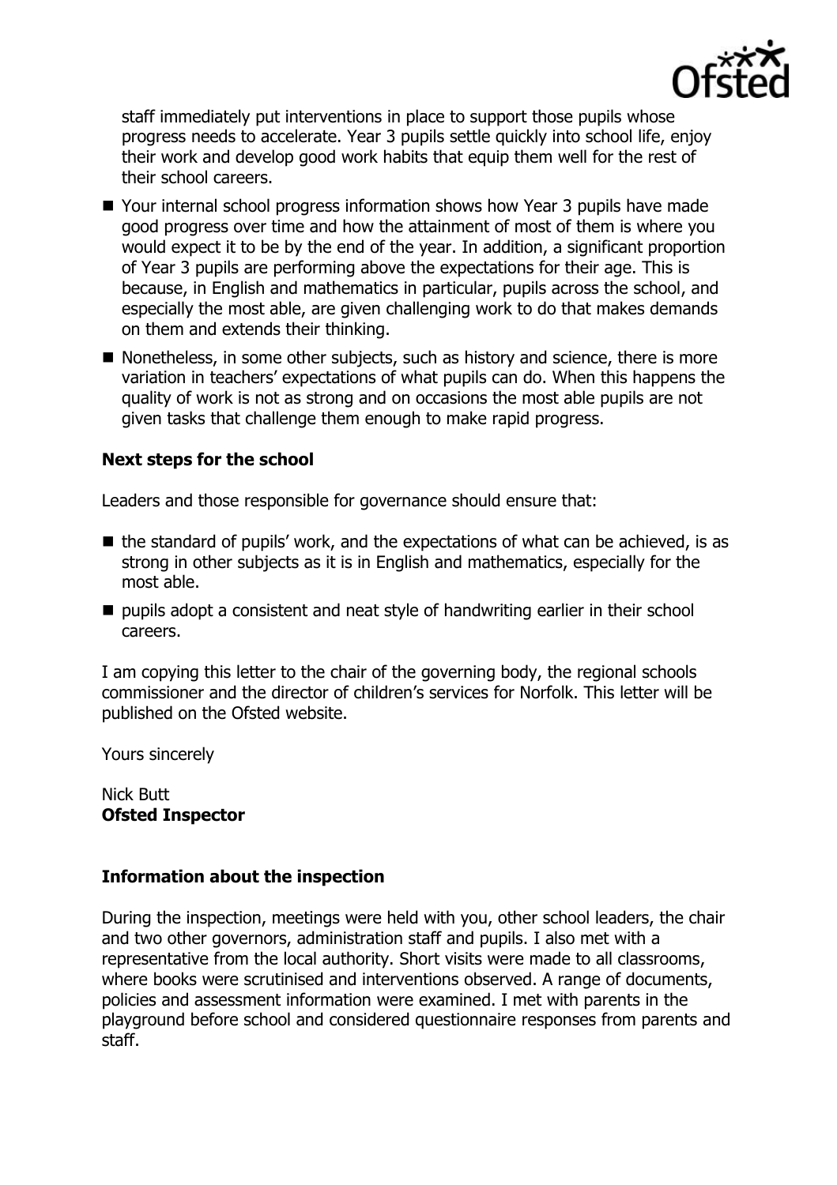staff immediately put interventions in place to support those pupils whose progress needs to accelerate. Year 3 pupils settle quickly into school life, enjoy their work and develop good work habits that equip them well for the rest of their school careers.

- Your internal school progress information shows how Year 3 pupils have made good progress over time and how the attainment of most of them is where you would expect it to be by the end of the year. In addition, a significant proportion of Year 3 pupils are performing above the expectations for their age. This is because, in English and mathematics in particular, pupils across the school, and especially the most able, are given challenging work to do that makes demands on them and extends their thinking.
- Nonetheless, in some other subjects, such as history and science, there is more variation in teachers' expectations of what pupils can do. When this happens the quality of work is not as strong and on occasions the most able pupils are not given tasks that challenge them enough to make rapid progress.

**Next steps for the school**

Leaders and those responsible for governance should ensure that:

- the standard of pupils' work, and the expectations of what can be achieved, is as strong in other subjects as it is in English and mathematics, especially for the most able.
- pupils adopt a consistent and neat style of handwriting earlier in their school careers.

I am copying this letter to the chair of the governing body, the regional schools commissioner and the director of children's services for Norfolk. This letter will be published on the Ofsted website.

Yours sincerely

Nick Butt
**Ofsted Inspector**

**Information about the inspection**

During the inspection, meetings were held with you, other school leaders, the chair and two other governors, administration staff and pupils. I also met with a representative from the local authority. Short visits were made to all classrooms, where books were scrutinised and interventions observed. A range of documents, policies and assessment information were examined. I met with parents in the playground before school and considered questionnaire responses from parents and staff.